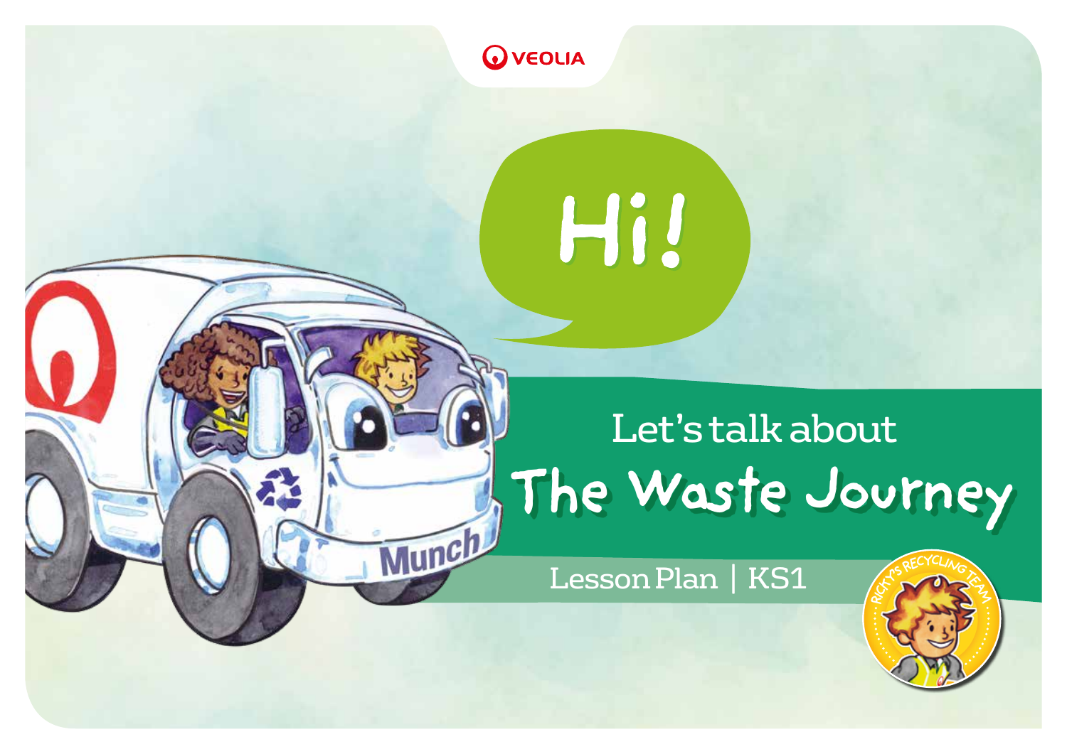VEOLIA

Hi!

# Let's talk about The Waste Journey

Lesson Plan | KS1

Munch

RICKY'S RECYCLING TEAM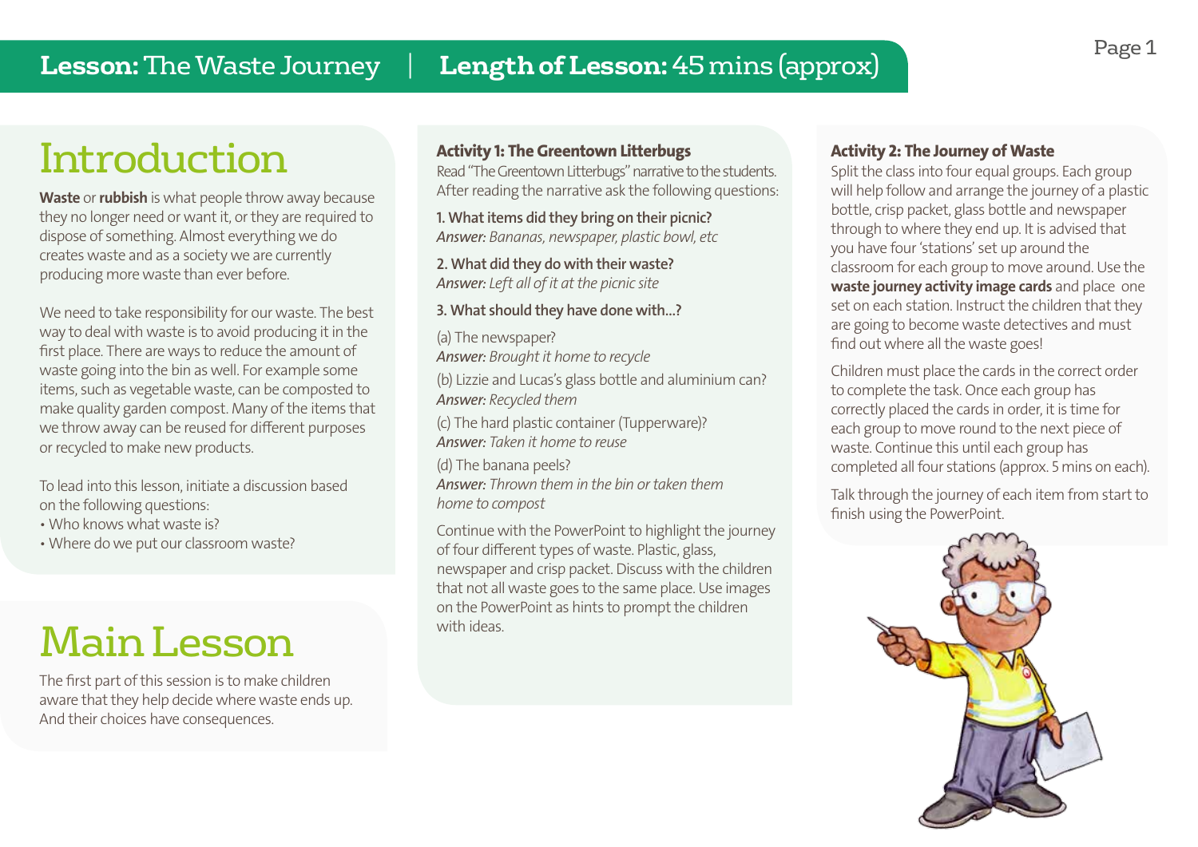**Lesson:** The Waste Journey | **Length of Lesson:** 45 mins (approx)

# Introduction

**Waste** or **rubbish** is what people throw away because they no longer need or want it, or they are required to dispose of something. Almost everything we do creates waste and as a society we are currently producing more waste than ever before.

We need to take responsibility for our waste. The best way to deal with waste is to avoid producing it in the first place. There are ways to reduce the amount of waste going into the bin as well. For example some items, such as vegetable waste, can be composted to make quality garden compost. Many of the items that we throw away can be reused for different purposes or recycled to make new products.

To lead into this lesson, initiate a discussion based on the following questions:

- Who knows what waste is?
- Where do we put our classroom waste?

# Main Lesson

The first part of this session is to make children aware that they help decide where waste ends up. And their choices have consequences.

**Activity 1: The Greentown Litterbugs**

Read "The Greentown Litterbugs" narrative to the students. After reading the narrative ask the following questions:

**1. What items did they bring on their picnic?**
*Answer: Bananas, newspaper, plastic bowl, etc*

**2. What did they do with their waste?**
*Answer: Left all of it at the picnic site*

**3. What should they have done with...?**

(a) The newspaper?
*Answer: Brought it home to recycle*

(b) Lizzie and Lucas's glass bottle and aluminium can?
*Answer: Recycled them*

(c) The hard plastic container (Tupperware)?
*Answer: Taken it home to reuse*

(d) The banana peels?
*Answer: Thrown them in the bin or taken them home to compost*

Continue with the PowerPoint to highlight the journey of four different types of waste. Plastic, glass, newspaper and crisp packet. Discuss with the children that not all waste goes to the same place. Use images on the PowerPoint as hints to prompt the children with ideas.

**Activity 2: The Journey of Waste**

Split the class into four equal groups. Each group will help follow and arrange the journey of a plastic bottle, crisp packet, glass bottle and newspaper through to where they end up. It is advised that you have four 'stations' set up around the classroom for each group to move around. Use the **waste journey activity image cards** and place one set on each station. Instruct the children that they are going to become waste detectives and must find out where all the waste goes!

Children must place the cards in the correct order to complete the task. Once each group has correctly placed the cards in order, it is time for each group to move round to the next piece of waste. Continue this until each group has completed all four stations (approx. 5 mins on each).

Talk through the journey of each item from start to finish using the PowerPoint.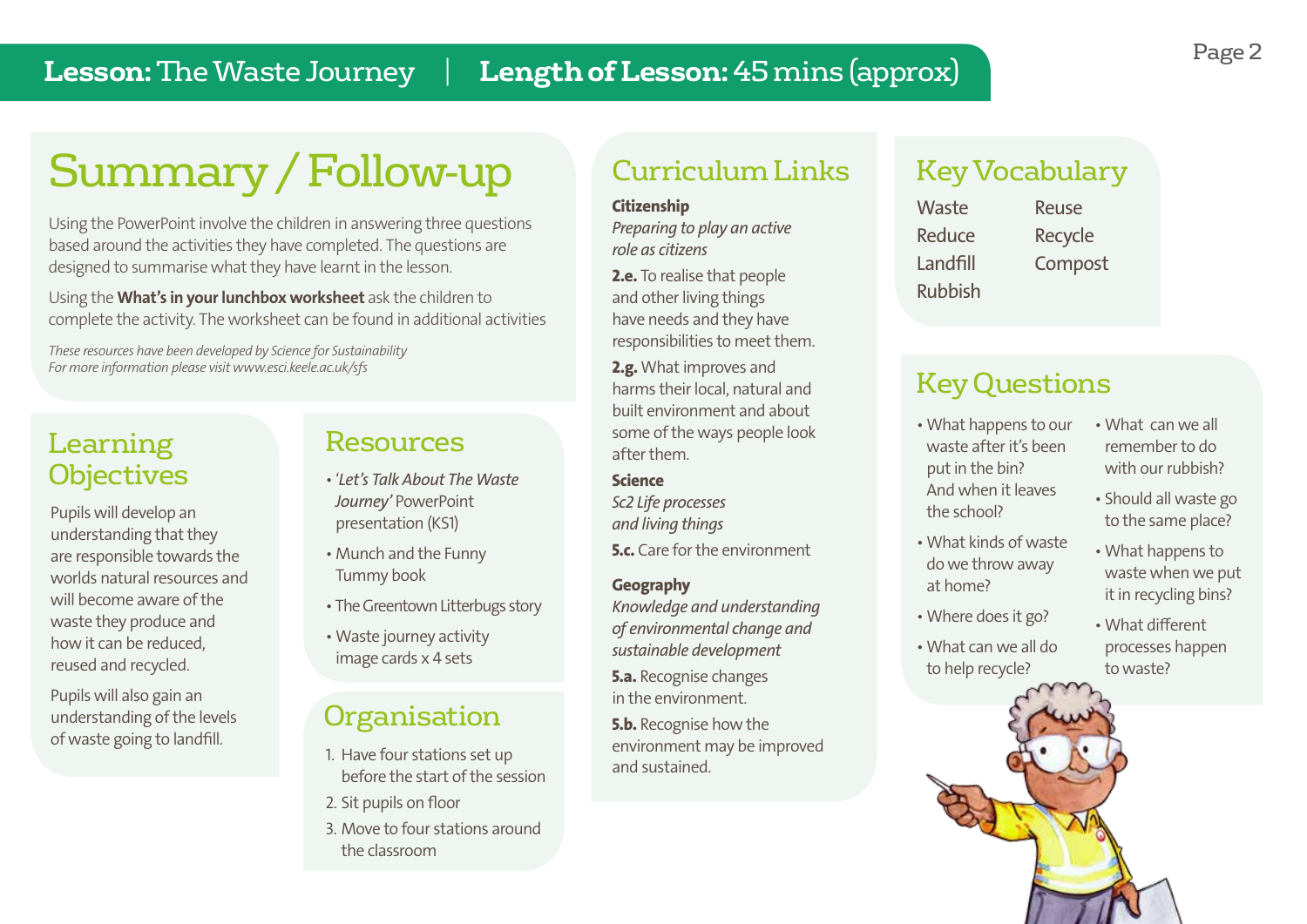**Lesson:** The Waste Journey | **Length of Lesson:** 45 mins (approx)

# Summary / Follow-up

Using the PowerPoint involve the children in answering three questions based around the activities they have completed. The questions are designed to summarise what they have learnt in the lesson.

Using the **What's in your lunchbox worksheet** ask the children to complete the activity. The worksheet can be found in additional activities

*These resources have been developed by Science for Sustainability*
*For more information please visit www.esci.keele.ac.uk/sfs*

## Learning Objectives

Pupils will develop an understanding that they are responsible towards the worlds natural resources and will become aware of the waste they produce and how it can be reduced, reused and recycled.

Pupils will also gain an understanding of the levels of waste going to landfill.

## Resources

- *'Let's Talk About The Waste Journey'* PowerPoint presentation (KS1)
- Munch and the Funny Tummy book
- The Greentown Litterbugs story
- Waste journey activity image cards x 4 sets

## Organisation

1. Have four stations set up before the start of the session
2. Sit pupils on floor
3. Move to four stations around the classroom

## Curriculum Links

**Citizenship**
*Preparing to play an active role as citizens*

**2.e.** To realise that people and other living things have needs and they have responsibilities to meet them.

**2.g.** What improves and harms their local, natural and built environment and about some of the ways people look after them.

**Science**
*Sc2 Life processes and living things*

**5.c.** Care for the environment

**Geography**
*Knowledge and understanding of environmental change and sustainable development*

**5.a.** Recognise changes in the environment.

**5.b.** Recognise how the environment may be improved and sustained.

## Key Vocabulary

Waste
Reduce
Landfill
Rubbish
Reuse
Recycle
Compost

## Key Questions

- What happens to our waste after it's been put in the bin? And when it leaves the school?
- What kinds of waste do we throw away at home?
- Where does it go?
- What can we all do to help recycle?
- What can we all remember to do with our rubbish?
- Should all waste go to the same place?
- What happens to waste when we put it in recycling bins?
- What different processes happen to waste?